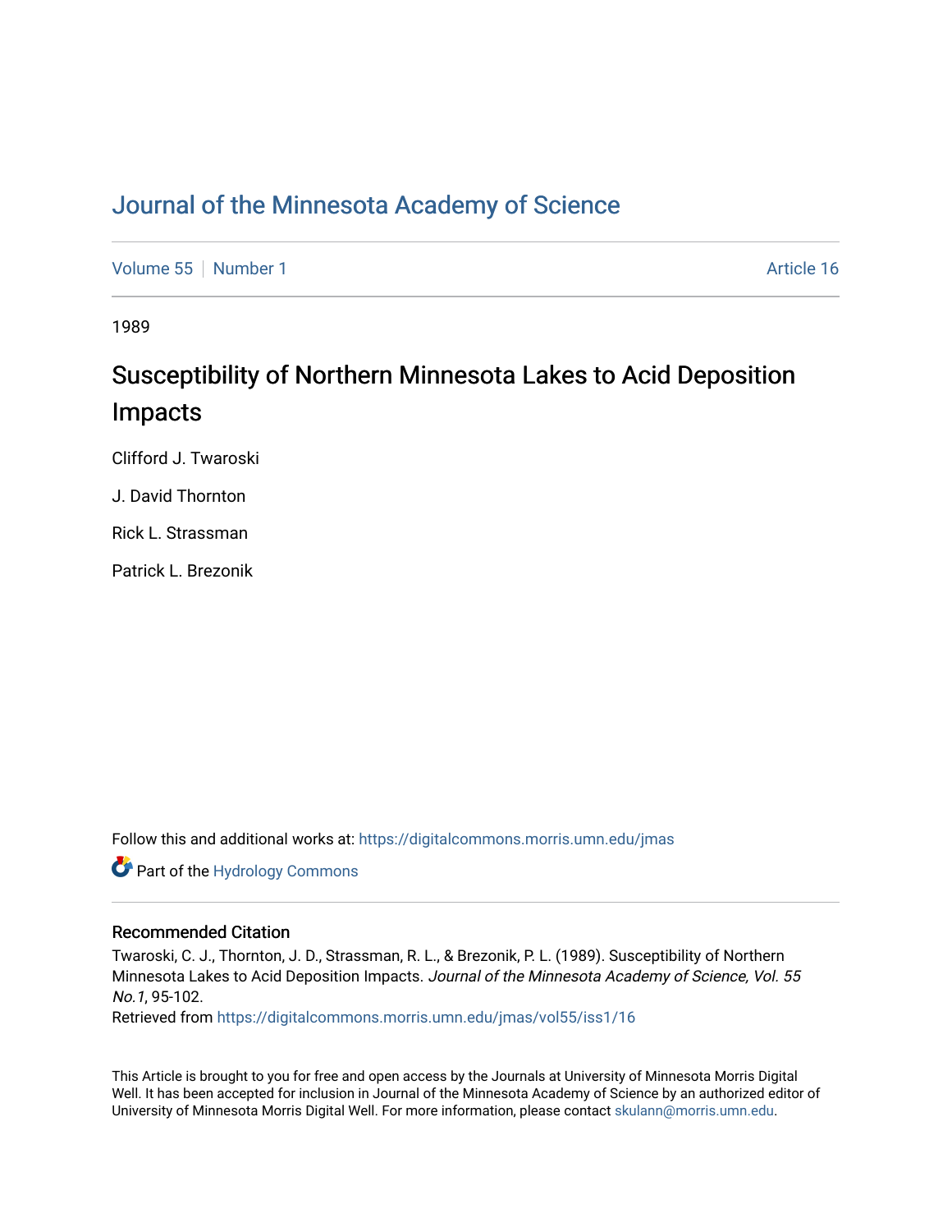# Journal of the Minnesota Academy of Science

Volume 55 | Number 1 Article 16

1989

## Susceptibility of Northern Minnesota Lakes to Acid Deposition Impacts

Clifford J. Twaroski

J. David Thornton

Rick L. Strassman

Patrick L. Brezonik

Follow this and additional works at: https://digitalcommons.morris.umn.edu/jmas

Part of the Hydrology Commons

### Recommended Citation

Twaroski, C. J., Thornton, J. D., Strassman, R. L., & Brezonik, P. L. (1989). Susceptibility of Northern Minnesota Lakes to Acid Deposition Impacts. *Journal of the Minnesota Academy of Science, Vol. 55 No.1*, 95-102.
Retrieved from https://digitalcommons.morris.umn.edu/jmas/vol55/iss1/16

This Article is brought to you for free and open access by the Journals at University of Minnesota Morris Digital Well. It has been accepted for inclusion in Journal of the Minnesota Academy of Science by an authorized editor of University of Minnesota Morris Digital Well. For more information, please contact skulann@morris.umn.edu.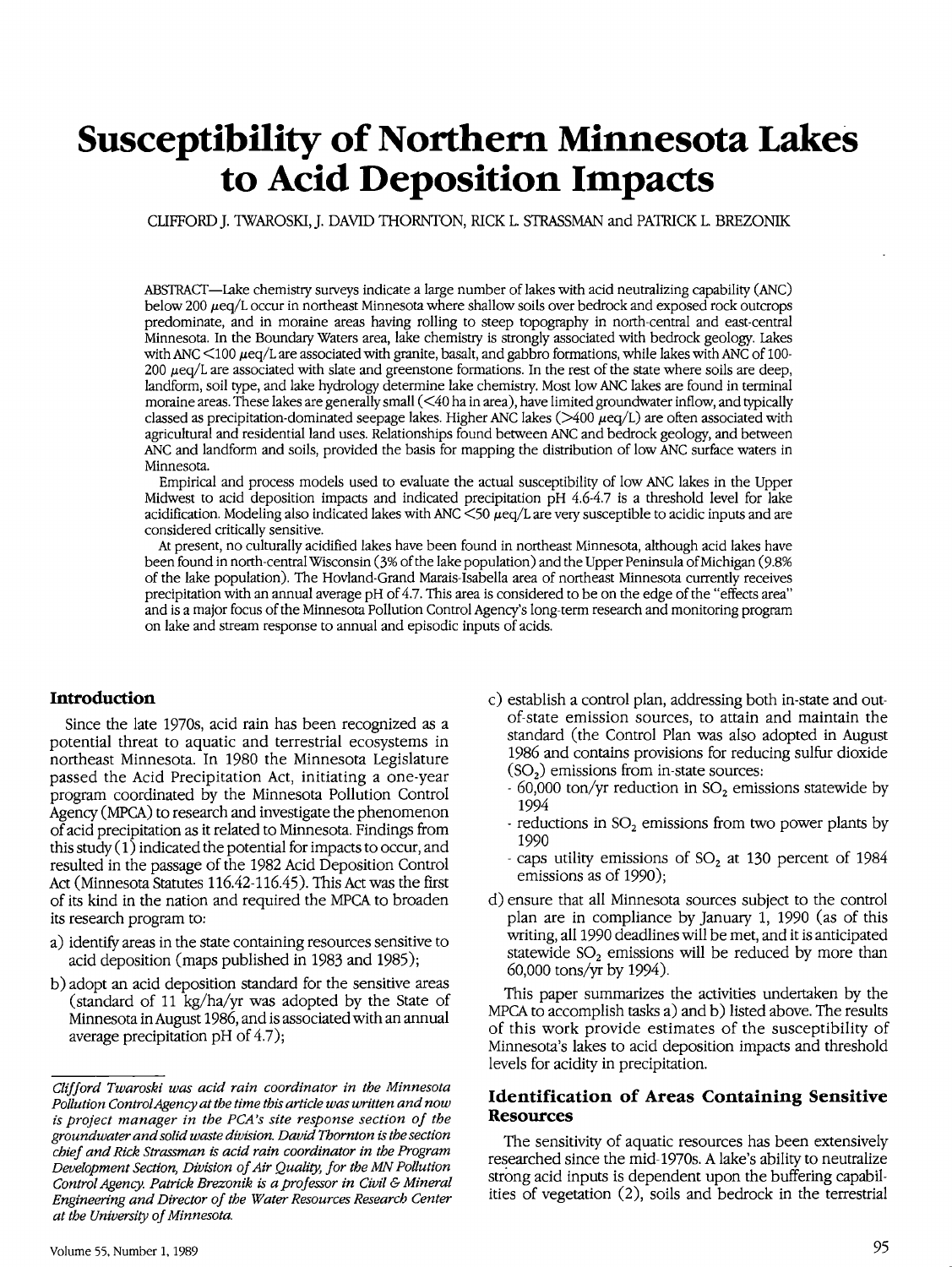# Susceptibility of Northern Minnesota Lakes to Acid Deposition Impacts

CLIFFORD J. TWAROSKI, J. DAVID THORNTON, RICK L. STRASSMAN and PATRICK L. BREZONIK

ABSTRACT—Lake chemistry surveys indicate a large number of lakes with acid neutralizing capability (ANC) below 200 $\mu$eq/L occur in northeast Minnesota where shallow soils over bedrock and exposed rock outcrops predominate, and in moraine areas having rolling to steep topography in north-central and east-central Minnesota. In the Boundary Waters area, lake chemistry is strongly associated with bedrock geology. Lakes with ANC <100 $\mu$eq/L are associated with granite, basalt, and gabbro formations, while lakes with ANC of 100-200 $\mu$eq/L are associated with slate and greenstone formations. In the rest of the state where soils are deep, landform, soil type, and lake hydrology determine lake chemistry. Most low ANC lakes are found in terminal moraine areas. These lakes are generally small (<40 ha in area), have limited groundwater inflow, and typically classed as precipitation-dominated seepage lakes. Higher ANC lakes (>400 $\mu$eq/L) are often associated with agricultural and residential land uses. Relationships found between ANC and bedrock geology, and between ANC and landform and soils, provided the basis for mapping the distribution of low ANC surface waters in Minnesota.

Empirical and process models used to evaluate the actual susceptibility of low ANC lakes in the Upper Midwest to acid deposition impacts and indicated precipitation pH 4.6-4.7 is a threshold level for lake acidification. Modeling also indicated lakes with ANC <50 $\mu$eq/L are very susceptible to acidic inputs and are considered critically sensitive.

At present, no culturally acidified lakes have been found in northeast Minnesota, although acid lakes have been found in north-central Wisconsin (3% of the lake population) and the Upper Peninsula of Michigan (9.8% of the lake population). The Hovland-Grand Marais-Isabella area of northeast Minnesota currently receives precipitation with an annual average pH of 4.7. This area is considered to be on the edge of the "effects area" and is a major focus of the Minnesota Pollution Control Agency's long-term research and monitoring program on lake and stream response to annual and episodic inputs of acids.

## Introduction

Since the late 1970s, acid rain has been recognized as a potential threat to aquatic and terrestrial ecosystems in northeast Minnesota. In 1980 the Minnesota Legislature passed the Acid Precipitation Act, initiating a one-year program coordinated by the Minnesota Pollution Control Agency (MPCA) to research and investigate the phenomenon of acid precipitation as it related to Minnesota. Findings from this study (1) indicated the potential for impacts to occur, and resulted in the passage of the 1982 Acid Deposition Control Act (Minnesota Statutes 116.42-116.45). This Act was the first of its kind in the nation and required the MPCA to broaden its research program to:

a) identify areas in the state containing resources sensitive to acid deposition (maps published in 1983 and 1985);
b) adopt an acid deposition standard for the sensitive areas (standard of 11 kg/ha/yr was adopted by the State of Minnesota in August 1986, and is associated with an annual average precipitation pH of 4.7);
c) establish a control plan, addressing both in-state and out-of-state emission sources, to attain and maintain the standard (the Control Plan was also adopted in August 1986 and contains provisions for reducing sulfur dioxide ($SO_2$) emissions from in-state sources:
   - 60,000 ton/yr reduction in $SO_2$ emissions statewide by 1994
   - reductions in $SO_2$ emissions from two power plants by 1990
   - caps utility emissions of $SO_2$ at 130 percent of 1984 emissions as of 1990);
d) ensure that all Minnesota sources subject to the control plan are in compliance by January 1, 1990 (as of this writing, all 1990 deadlines will be met, and it is anticipated statewide $SO_2$ emissions will be reduced by more than 60,000 tons/yr by 1994).

This paper summarizes the activities undertaken by the MPCA to accomplish tasks a) and b) listed above. The results of this work provide estimates of the susceptibility of Minnesota's lakes to acid deposition impacts and threshold levels for acidity in precipitation.

## Identification of Areas Containing Sensitive Resources

The sensitivity of aquatic resources has been extensively researched since the mid-1970s. A lake's ability to neutralize strong acid inputs is dependent upon the buffering capabilities of vegetation (2), soils and bedrock in the terrestrial

*Clifford Twaroski was acid rain coordinator in the Minnesota Pollution Control Agency at the time this article was written and now is project manager in the PCA's site response section of the groundwater and solid waste division. David Thornton is the section chief and Rick Strassman is acid rain coordinator in the Program Development Section, Division of Air Quality, for the MN Pollution Control Agency. Patrick Brezonik is a professor in Civil & Mineral Engineering and Director of the Water Resources Research Center at the University of Minnesota.*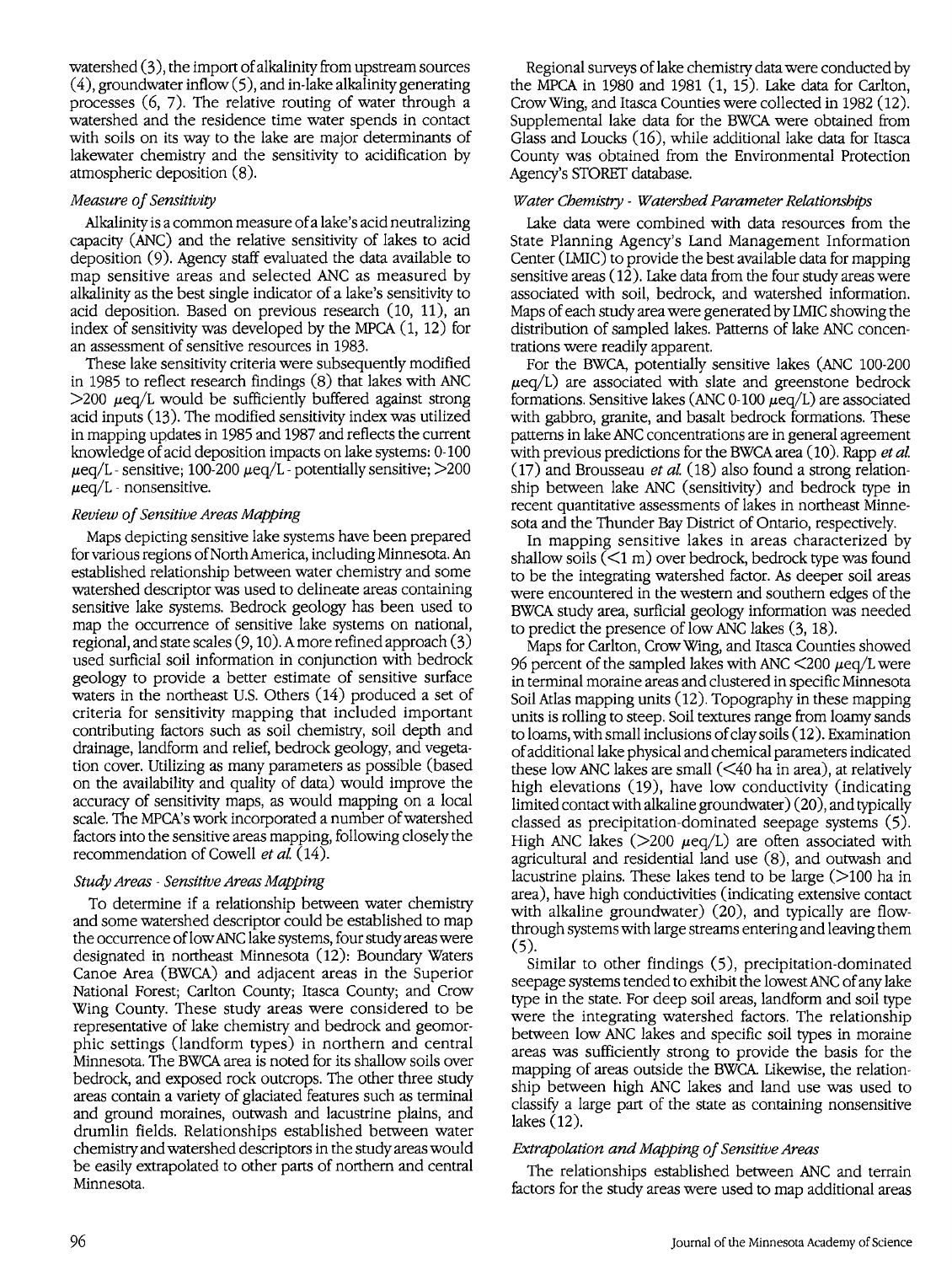watershed (3), the import of alkalinity from upstream sources (4), groundwater inflow (5), and in-lake alkalinity generating processes (6, 7). The relative routing of water through a watershed and the residence time water spends in contact with soils on its way to the lake are major determinants of lakewater chemistry and the sensitivity to acidification by atmospheric deposition (8).

### *Measure of Sensitivity*

Alkalinity is a common measure of a lake's acid neutralizing capacity (ANC) and the relative sensitivity of lakes to acid deposition (9). Agency staff evaluated the data available to map sensitive areas and selected ANC as measured by alkalinity as the best single indicator of a lake's sensitivity to acid deposition. Based on previous research (10, 11), an index of sensitivity was developed by the MPCA (1, 12) for an assessment of sensitive resources in 1983.

These lake sensitivity criteria were subsequently modified in 1985 to reflect research findings (8) that lakes with ANC >200 $\mu$eq/L would be sufficiently buffered against strong acid inputs (13). The modified sensitivity index was utilized in mapping updates in 1985 and 1987 and reflects the current knowledge of acid deposition impacts on lake systems: 0-100 $\mu$eq/L - sensitive; 100-200 $\mu$eq/L - potentially sensitive; >200 $\mu$eq/L - nonsensitive.

### *Review of Sensitive Areas Mapping*

Maps depicting sensitive lake systems have been prepared for various regions of North America, including Minnesota. An established relationship between water chemistry and some watershed descriptor was used to delineate areas containing sensitive lake systems. Bedrock geology has been used to map the occurrence of sensitive lake systems on national, regional, and state scales (9, 10). A more refined approach (3) used surficial soil information in conjunction with bedrock geology to provide a better estimate of sensitive surface waters in the northeast U.S. Others (14) produced a set of criteria for sensitivity mapping that included important contributing factors such as soil chemistry, soil depth and drainage, landform and relief, bedrock geology, and vegetation cover. Utilizing as many parameters as possible (based on the availability and quality of data) would improve the accuracy of sensitivity maps, as would mapping on a local scale. The MPCA's work incorporated a number of watershed factors into the sensitive areas mapping, following closely the recommendation of Cowell *et al.* (14).

### *Study Areas - Sensitive Areas Mapping*

To determine if a relationship between water chemistry and some watershed descriptor could be established to map the occurrence of low ANC lake systems, four study areas were designated in northeast Minnesota (12): Boundary Waters Canoe Area (BWCA) and adjacent areas in the Superior National Forest; Carlton County; Itasca County; and Crow Wing County. These study areas were considered to be representative of lake chemistry and bedrock and geomorphic settings (landform types) in northern and central Minnesota. The BWCA area is noted for its shallow soils over bedrock, and exposed rock outcrops. The other three study areas contain a variety of glaciated features such as terminal and ground moraines, outwash and lacustrine plains, and drumlin fields. Relationships established between water chemistry and watershed descriptors in the study areas would be easily extrapolated to other parts of northern and central Minnesota.

Regional surveys of lake chemistry data were conducted by the MPCA in 1980 and 1981 (1, 15). Lake data for Carlton, Crow Wing, and Itasca Counties were collected in 1982 (12). Supplemental lake data for the BWCA were obtained from Glass and Loucks (16), while additional lake data for Itasca County was obtained from the Environmental Protection Agency's STORET database.

### *Water Chemistry - Watershed Parameter Relationships*

Lake data were combined with data resources from the State Planning Agency's Land Management Information Center (LMIC) to provide the best available data for mapping sensitive areas (12). Lake data from the four study areas were associated with soil, bedrock, and watershed information. Maps of each study area were generated by LMIC showing the distribution of sampled lakes. Patterns of lake ANC concentrations were readily apparent.

For the BWCA, potentially sensitive lakes (ANC 100-200 $\mu$eq/L) are associated with slate and greenstone bedrock formations. Sensitive lakes (ANC 0-100 $\mu$eq/L) are associated with gabbro, granite, and basalt bedrock formations. These patterns in lake ANC concentrations are in general agreement with previous predictions for the BWCA area (10). Rapp *et al.* (17) and Brousseau *et al.* (18) also found a strong relationship between lake ANC (sensitivity) and bedrock type in recent quantitative assessments of lakes in northeast Minnesota and the Thunder Bay District of Ontario, respectively.

In mapping sensitive lakes in areas characterized by shallow soils (<1 m) over bedrock, bedrock type was found to be the integrating watershed factor. As deeper soil areas were encountered in the western and southern edges of the BWCA study area, surficial geology information was needed to predict the presence of low ANC lakes (3, 18).

Maps for Carlton, Crow Wing, and Itasca Counties showed 96 percent of the sampled lakes with ANC <200 $\mu$eq/L were in terminal moraine areas and clustered in specific Minnesota Soil Atlas mapping units (12). Topography in these mapping units is rolling to steep. Soil textures range from loamy sands to loams, with small inclusions of clay soils (12). Examination of additional lake physical and chemical parameters indicated these low ANC lakes are small (<40 ha in area), at relatively high elevations (19), have low conductivity (indicating limited contact with alkaline groundwater) (20), and typically classed as precipitation-dominated seepage systems (5). High ANC lakes (>200 $\mu$eq/L) are often associated with agricultural and residential land use (8), and outwash and lacustrine plains. These lakes tend to be large (>100 ha in area), have high conductivities (indicating extensive contact with alkaline groundwater) (20), and typically are flow-through systems with large streams entering and leaving them (5).

Similar to other findings (5), precipitation-dominated seepage systems tended to exhibit the lowest ANC of any lake type in the state. For deep soil areas, landform and soil type were the integrating watershed factors. The relationship between low ANC lakes and specific soil types in moraine areas was sufficiently strong to provide the basis for the mapping of areas outside the BWCA. Likewise, the relationship between high ANC lakes and land use was used to classify a large part of the state as containing nonsensitive lakes (12).

### *Extrapolation and Mapping of Sensitive Areas*

The relationships established between ANC and terrain factors for the study areas were used to map additional areas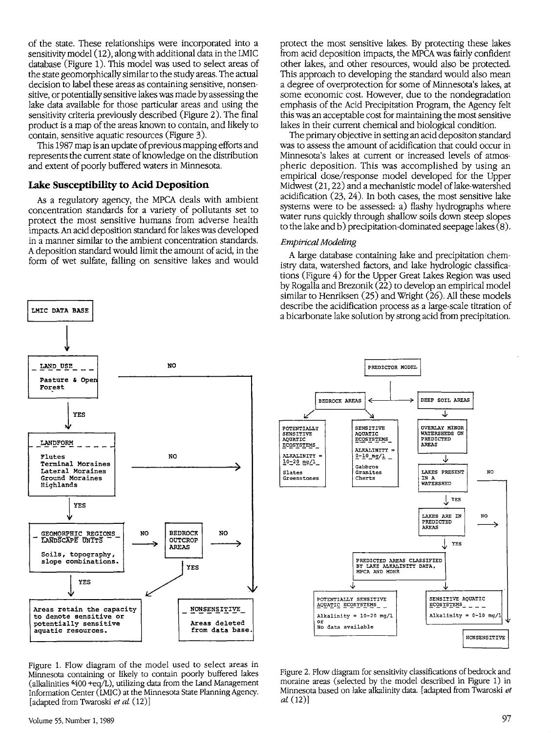of the state. These relationships were incorporated into a sensitivity model (12), along with additional data in the LMIC database (Figure 1). This model was used to select areas of the state geomorphically similar to the study areas. The actual decision to label these areas as containing sensitive, nonsensitive, or potentially sensitive lakes was made by assessing the lake data available for those particular areas and using the sensitivity criteria previously described (Figure 2). The final product is a map of the areas known to contain, and likely to contain, sensitive aquatic resources (Figure 3).

This 1987 map is an update of previous mapping efforts and represents the current state of knowledge on the distribution and extent of poorly buffered waters in Minnesota.

## Lake Susceptibility to Acid Deposition

As a regulatory agency, the MPCA deals with ambient concentration standards for a variety of pollutants set to protect the most sensitive humans from adverse health impacts. An acid deposition standard for lakes was developed in a manner similar to the ambient concentration standards. A deposition standard would limit the amount of acid, in the form of wet sulfate, falling on sensitive lakes and would protect the most sensitive lakes. By protecting these lakes from acid deposition impacts, the MPCA was fairly confident other lakes, and other resources, would also be protected. This approach to developing the standard would also mean a degree of overprotection for some of Minnesota's lakes, at some economic cost. However, due to the nondegradation emphasis of the Acid Precipitation Program, the Agency felt this was an acceptable cost for maintaining the most sensitive lakes in their current chemical and biological condition.

The primary objective in setting an acid depositon standard was to assess the amount of acidification that could occur in Minnesota's lakes at current or increased levels of atmospheric deposition. This was accomplished by using an empirical dose/response model developed for the Upper Midwest (21, 22) and a mechanistic model of lake-watershed acidification (23, 24). In both cases, the most sensitive lake systems were to be assessed: a) flashy hydrographs where water runs quickly through shallow soils down steep slopes to the lake and b) precipitation-dominated seepage lakes (8).

### *Empirical Modeling*

A large database containing lake and precipitation chemistry data, watershed factors, and lake hydrologic classifications (Figure 4) for the Upper Great Lakes Region was used by Rogalla and Brezonik (22) to develop an empirical model similar to Henriksen (25) and Wright (26). All these models describe the acidification process as a large-scale titration of a bicarbonate lake solution by strong acid from precipitation.

```
LMIC DATA BASE
      |
LAND USE: Pasture & Open Forest  --NO--> NONSENSITIVE
      | YES
LANDFORM: Flutes, Terminal Moraines, Lateral Moraines,
          Ground Moraines, Highlands  --NO--> NONSENSITIVE
      | YES
GEOMORPHIC REGIONS / LANDSCAPE UNITS:
Soils, topography, slope combinations.  --NO--> BEDROCK OUTCROP AREAS --NO--> NONSENSITIVE
      | YES                                        | YES
Areas retain the capacity to denote sensitive or potentially sensitive aquatic resources.

NONSENSITIVE: Areas deleted from data base.
```

Figure 1. Flow diagram of the model used to select areas in Minnesota containing or likely to contain poorly buffered lakes (alkalinities ≤400 μeq/L), utilizing data from the Land Management Information Center (LMIC) at the Minnesota State Planning Agency. [adapted from Twaroski *et al.* (12)]

```
PREDICTOR MODEL
  -> BEDROCK AREAS
       -> POTENTIALLY SENSITIVE AQUATIC ECOSYSTEMS
          ALKALINITY = 10-20 mg/l
          Slates, Greenstones
       -> SENSITIVE AQUATIC ECOSYSTEMS
          ALKALINITY = 0-10 mg/l
          Gabbros, Granites, Cherts
  -> DEEP SOIL AREAS
       -> OVERLAY MINOR WATERSHEDS ON PREDICTED AREAS
       -> LAKES PRESENT IN A WATERSHED  --NO--> NONSENSITIVE
            | YES
          LAKES ARE IN PREDICTED AREAS  --NO--> NONSENSITIVE
            | YES
          PREDICTED AREAS CLASSIFIED BY LAKE ALKALINITY DATA, MPCA AND MDNR
            -> POTENTIALLY SENSITIVE AQUATIC ECOSYSTEMS
               Alkalinity = 10-20 mg/l or No data available
            -> SENSITIVE AQUATIC ECOSYSTEMS
               Alkalinity = 0-10 mg/l
```

Figure 2. Flow diagram for sensitivity classifications of bedrock and moraine areas (selected by the model described in Figure 1) in Minnesota based on lake alkalinity data. [adapted from Twaroski *et al.* (12)]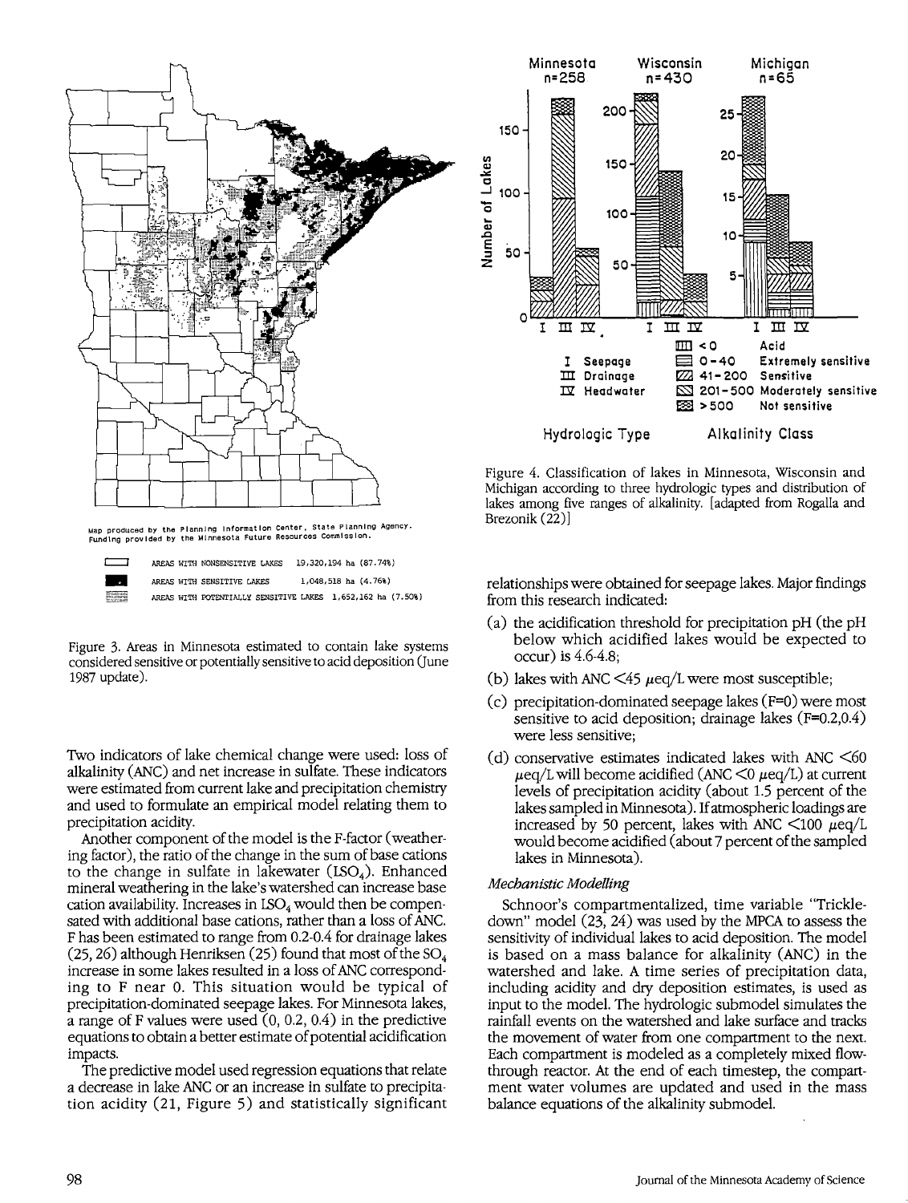Map produced by the Planning Information Center, State Planning Agency. Funding provided by the Minnesota Future Resources Commission.

AREAS WITH NONSENSITIVE LAKES 19,320,194 ha (87.74%)

AREAS WITH SENSITIVE LAKES 1,048,518 ha (4.76%)

AREAS WITH POTENTIALLY SENSITIVE LAKES 1,652,162 ha (7.50%)

Figure 3. Areas in Minnesota estimated to contain lake systems considered sensitive or potentially sensitive to acid deposition (June 1987 update).

Figure 4. Classification of lakes in Minnesota, Wisconsin and Michigan according to three hydrologic types and distribution of lakes among five ranges of alkalinity. [adapted from Rogalla and Brezonik (22)]

Two indicators of lake chemical change were used: loss of alkalinity (ANC) and net increase in sulfate. These indicators were estimated from current lake and precipitation chemistry and used to formulate an empirical model relating them to precipitation acidity.

Another component of the model is the F-factor (weathering factor), the ratio of the change in the sum of base cations to the change in sulfate in lakewater ($LSO_4$). Enhanced mineral weathering in the lake's watershed can increase base cation availability. Increases in $LSO_4$ would then be compensated with additional base cations, rather than a loss of ANC. F has been estimated to range from 0.2-0.4 for drainage lakes (25, 26) although Henriksen (25) found that most of the $SO_4$ increase in some lakes resulted in a loss of ANC corresponding to F near 0. This situation would be typical of precipitation-dominated seepage lakes. For Minnesota lakes, a range of F values were used (0, 0.2, 0.4) in the predictive equations to obtain a better estimate of potential acidification impacts.

The predictive model used regression equations that relate a decrease in lake ANC or an increase in sulfate to precipitation acidity (21, Figure 5) and statistically significant relationships were obtained for seepage lakes. Major findings from this research indicated:

(a) the acidification threshold for precipitation pH (the pH below which acidified lakes would be expected to occur) is 4.6-4.8;

(b) lakes with ANC <45 $\mu$eq/L were most susceptible;

(c) precipitation-dominated seepage lakes (F=0) were most sensitive to acid deposition; drainage lakes (F=0.2,0.4) were less sensitive;

(d) conservative estimates indicated lakes with ANC <60 $\mu$eq/L will become acidified (ANC <0 $\mu$eq/L) at current levels of precipitation acidity (about 1.5 percent of the lakes sampled in Minnesota). If atmospheric loadings are increased by 50 percent, lakes with ANC <100 $\mu$eq/L would become acidified (about 7 percent of the sampled lakes in Minnesota).

### *Mechanistic Modelling*

Schnoor's compartmentalized, time variable "Trickle-down" model (23, 24) was used by the MPCA to assess the sensitivity of individual lakes to acid deposition. The model is based on a mass balance for alkalinity (ANC) in the watershed and lake. A time series of precipitation data, including acidity and dry deposition estimates, is used as input to the model. The hydrologic submodel simulates the rainfall events on the watershed and lake surface and tracks the movement of water from one compartment to the next. Each compartment is modeled as a completely mixed flow-through reactor. At the end of each timestep, the compartment water volumes are updated and used in the mass balance equations of the alkalinity submodel.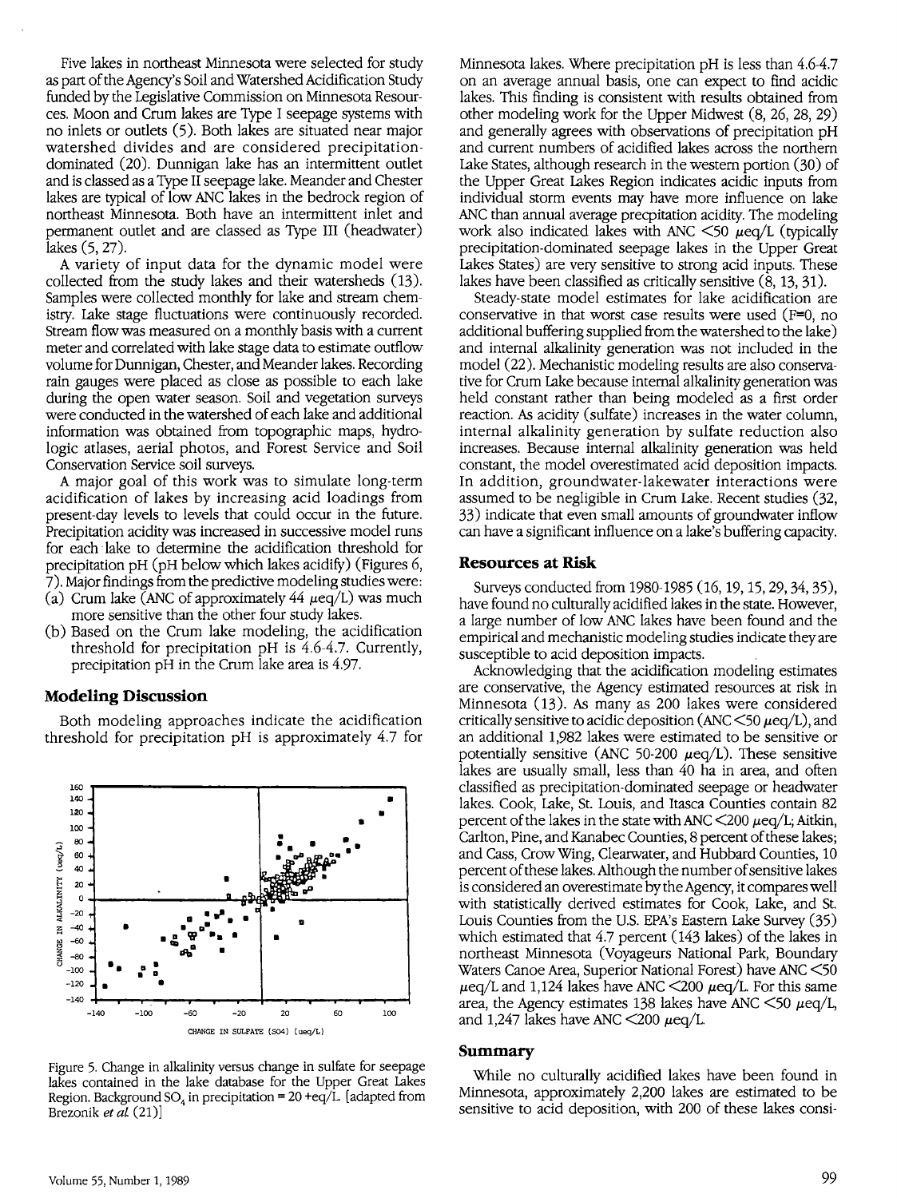Five lakes in northeast Minnesota were selected for study as part of the Agency's Soil and Watershed Acidification Study funded by the Legislative Commission on Minnesota Resources. Moon and Crum lakes are Type I seepage systems with no inlets or outlets (5). Both lakes are situated near major watershed divides and are considered precipitation-dominated (20). Dunnigan lake has an intermittent outlet and is classed as a Type II seepage lake. Meander and Chester lakes are typical of low ANC lakes in the bedrock region of northeast Minnesota. Both have an intermittent inlet and permanent outlet and are classed as Type III (headwater) lakes (5, 27).

A variety of input data for the dynamic model were collected from the study lakes and their watersheds (13). Samples were collected monthly for lake and stream chemistry. Lake stage fluctuations were continuously recorded. Stream flow was measured on a monthly basis with a current meter and correlated with lake stage data to estimate outflow volume for Dunnigan, Chester, and Meander lakes. Recording rain gauges were placed as close as possible to each lake during the open water season. Soil and vegetation surveys were conducted in the watershed of each lake and additional information was obtained from topographic maps, hydrologic atlases, aerial photos, and Forest Service and Soil Conservation Service soil surveys.

A major goal of this work was to simulate long-term acidification of lakes by increasing acid loadings from present-day levels to levels that could occur in the future. Precipitation acidity was increased in successive model runs for each lake to determine the acidification threshold for precipitation pH (pH below which lakes acidify) (Figures 6, 7). Major findings from the predictive modeling studies were:

(a) Crum lake (ANC of approximately 44 $\mu$eq/L) was much more sensitive than the other four study lakes.
(b) Based on the Crum lake modeling, the acidification threshold for precipitation pH is 4.6-4.7. Currently, precipitation pH in the Crum lake area is 4.97.

## Modeling Discussion

Both modeling approaches indicate the acidification threshold for precipitation pH is approximately 4.7 for Minnesota lakes. Where precipitation pH is less than 4.6-4.7 on an average annual basis, one can expect to find acidic lakes. This finding is consistent with results obtained from other modeling work for the Upper Midwest (8, 26, 28, 29) and generally agrees with observations of precipitation pH and current numbers of acidified lakes across the northern Lake States, although research in the western portion (30) of the Upper Great Lakes Region indicates acidic inputs from individual storm events may have more influence on lake ANC than annual average precpitation acidity. The modeling work also indicated lakes with ANC <50 $\mu$eq/L (typically precipitation-dominated seepage lakes in the Upper Great Lakes States) are very sensitive to strong acid inputs. These lakes have been classified as critically sensitive (8, 13, 31).

Steady-state model estimates for lake acidification are conservative in that worst case results were used (F=0, no additional buffering supplied from the watershed to the lake) and internal alkalinity generation was not included in the model (22). Mechanistic modeling results are also conservative for Crum Lake because internal alkalinity generation was held constant rather than being modeled as a first order reaction. As acidity (sulfate) increases in the water column, internal alkalinity generation by sulfate reduction also increases. Because internal alkalinity generation was held constant, the model overestimated acid deposition impacts. In addition, groundwater-lakewater interactions were assumed to be negligible in Crum Lake. Recent studies (32, 33) indicate that even small amounts of groundwater inflow can have a significant influence on a lake's buffering capacity.

Figure 5. Change in alkalinity versus change in sulfate for seepage lakes contained in the lake database for the Upper Great Lakes Region. Background $SO_4$ in precipitation = 20 +eq/L [adapted from Brezonik *et al.* (21)]

## Resources at Risk

Surveys conducted from 1980-1985 (16, 19, 15, 29, 34, 35), have found no culturally acidified lakes in the state. However, a large number of low ANC lakes have been found and the empirical and mechanistic modeling studies indicate they are susceptible to acid deposition impacts.

Acknowledging that the acidification modeling estimates are conservative, the Agency estimated resources at risk in Minnesota (13). As many as 200 lakes were considered critically sensitive to acidic deposition (ANC <50 $\mu$eq/L), and an additional 1,982 lakes were estimated to be sensitive or potentially sensitive (ANC 50-200 $\mu$eq/L). These sensitive lakes are usually small, less than 40 ha in area, and often classified as precipitation-dominated seepage or headwater lakes. Cook, Lake, St. Louis, and Itasca Counties contain 82 percent of the lakes in the state with ANC <200 $\mu$eq/L; Aitkin, Carlton, Pine, and Kanabec Counties, 8 percent of these lakes; and Cass, Crow Wing, Clearwater, and Hubbard Counties, 10 percent of these lakes. Although the number of sensitive lakes is considered an overestimate by the Agency, it compares well with statistically derived estimates for Cook, Lake, and St. Louis Counties from the U.S. EPA's Eastern Lake Survey (35) which estimated that 4.7 percent (143 lakes) of the lakes in northeast Minnesota (Voyageurs National Park, Boundary Waters Canoe Area, Superior National Forest) have ANC <50 $\mu$eq/L and 1,124 lakes have ANC <200 $\mu$eq/L. For this same area, the Agency estimates 138 lakes have ANC <50 $\mu$eq/L, and 1,247 lakes have ANC <200 $\mu$eq/L.

## Summary

While no culturally acidified lakes have been found in Minnesota, approximately 2,200 lakes are estimated to be sensitive to acid deposition, with 200 of these lakes consi-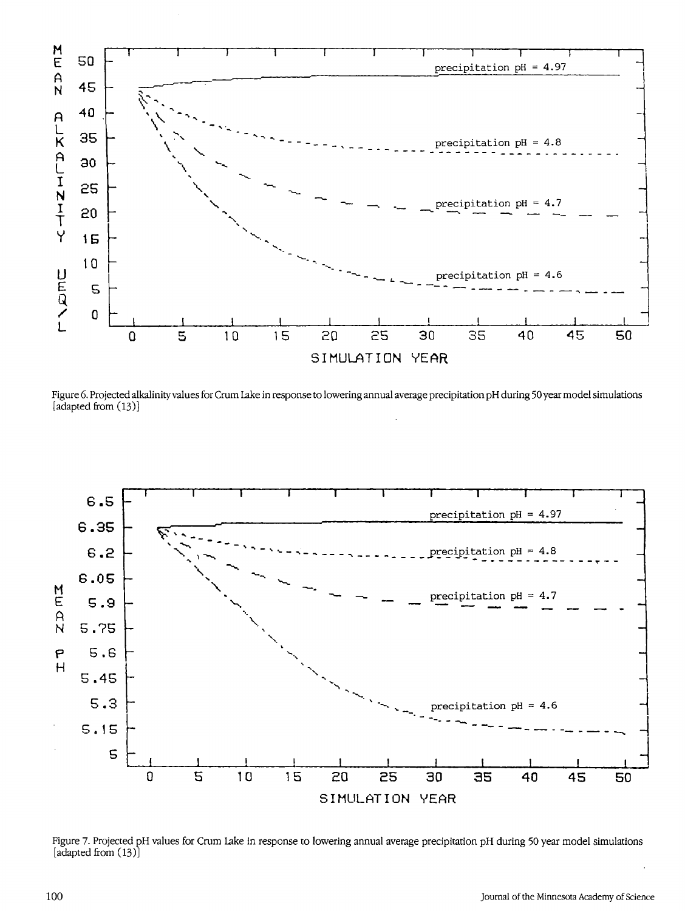Figure 6. Projected alkalinity values for Crum Lake in response to lowering annual average precipitation pH during 50 year model simulations [adapted from (13)]

Figure 7. Projected pH values for Crum Lake in response to lowering annual average precipitation pH during 50 year model simulations [adapted from (13)]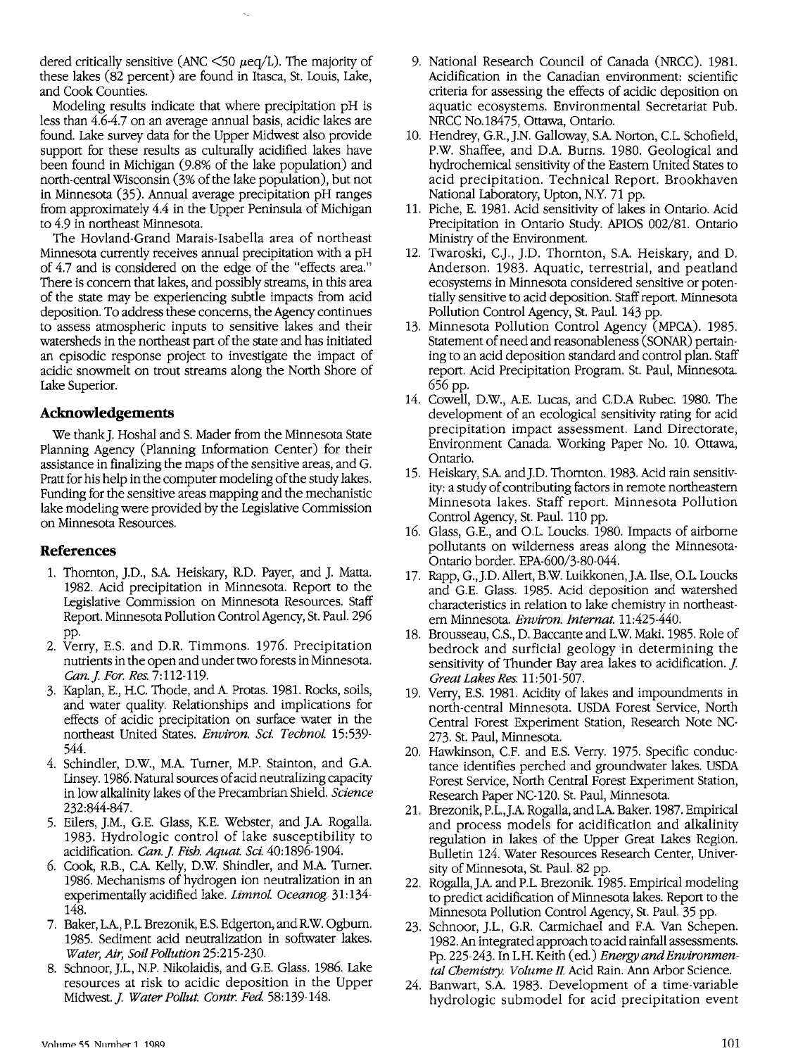dered critically sensitive (ANC $<50$ $\mu$eq/L). The majority of these lakes (82 percent) are found in Itasca, St. Louis, Lake, and Cook Counties.

Modeling results indicate that where precipitation pH is less than 4.6-4.7 on an average annual basis, acidic lakes are found. Lake survey data for the Upper Midwest also provide support for these results as culturally acidified lakes have been found in Michigan (9.8% of the lake population) and north-central Wisconsin (3% of the lake population), but not in Minnesota (35). Annual average precipitation pH ranges from approximately 4.4 in the Upper Peninsula of Michigan to 4.9 in northeast Minnesota.

The Hovland-Grand Marais-Isabella area of northeast Minnesota currently receives annual precipitation with a pH of 4.7 and is considered on the edge of the "effects area." There is concern that lakes, and possibly streams, in this area of the state may be experiencing subtle impacts from acid deposition. To address these concerns, the Agency continues to assess atmospheric inputs to sensitive lakes and their watersheds in the northeast part of the state and has initiated an episodic response project to investigate the impact of acidic snowmelt on trout streams along the North Shore of Lake Superior.

## Acknowledgements

We thank J. Hoshal and S. Mader from the Minnesota State Planning Agency (Planning Information Center) for their assistance in finalizing the maps of the sensitive areas, and G. Pratt for his help in the computer modeling of the study lakes. Funding for the sensitive areas mapping and the mechanistic lake modeling were provided by the Legislative Commission on Minnesota Resources.

## References

1. Thornton, J.D., S.A. Heiskary, R.D. Payer, and J. Matta. 1982. Acid precipitation in Minnesota. Report to the Legislative Commission on Minnesota Resources. Staff Report. Minnesota Pollution Control Agency, St. Paul. 296 pp.
2. Verry, E.S. and D.R. Timmons. 1976. Precipitation nutrients in the open and under two forests in Minnesota. *Can. J. For. Res.* 7:112-119.
3. Kaplan, E., H.C. Thode, and A. Protas. 1981. Rocks, soils, and water quality. Relationships and implications for effects of acidic precipitation on surface water in the northeast United States. *Environ. Sci. Technol.* 15:539-544.
4. Schindler, D.W., M.A. Turner, M.P. Stainton, and G.A. Linsey. 1986. Natural sources of acid neutralizing capacity in low alkalinity lakes of the Precambrian Shield. *Science* 232:844-847.
5. Eilers, J.M., G.E. Glass, K.E. Webster, and J.A. Rogalla. 1983. Hydrologic control of lake susceptibility to acidification. *Can. J. Fish. Aquat. Sci.* 40:1896-1904.
6. Cook, R.B., C.A. Kelly, D.W. Shindler, and M.A. Turner. 1986. Mechanisms of hydrogen ion neutralization in an experimentally acidified lake. *Limnol. Oceanog.* 31:134-148.
7. Baker, L.A., P.L. Brezonik, E.S. Edgerton, and R.W. Ogburn. 1985. Sediment acid neutralization in softwater lakes. *Water, Air, Soil Pollution* 25:215-230.
8. Schnoor, J.L., N.P. Nikolaidis, and G.E. Glass. 1986. Lake resources at risk to acidic deposition in the Upper Midwest. *J. Water Pollut. Contr. Fed.* 58:139-148.
9. National Research Council of Canada (NRCC). 1981. Acidification in the Canadian environment: scientific criteria for assessing the effects of acidic deposition on aquatic ecosystems. Environmental Secretariat Pub. NRCC No.18475, Ottawa, Ontario.
10. Hendrey, G.R., J.N. Galloway, S.A. Norton, C.L. Schofield, P.W. Shaffee, and D.A. Burns. 1980. Geological and hydrochemical sensitivity of the Eastern United States to acid precipitation. Technical Report. Brookhaven National Laboratory, Upton, N.Y. 71 pp.
11. Piche, E. 1981. Acid sensitivity of lakes in Ontario. Acid Precipitation in Ontario Study. APIOS 002/81. Ontario Ministry of the Environment.
12. Twaroski, C.J., J.D. Thornton, S.A. Heiskary, and D. Anderson. 1983. Aquatic, terrestrial, and peatland ecosystems in Minnesota considered sensitive or potentially sensitive to acid deposition. Staff report. Minnesota Pollution Control Agency, St. Paul. 143 pp.
13. Minnesota Pollution Control Agency (MPCA). 1985. Statement of need and reasonableness (SONAR) pertaining to an acid deposition standard and control plan. Staff report. Acid Precipitation Program. St. Paul, Minnesota. 656 pp.
14. Cowell, D.W., A.E. Lucas, and C.D.A Rubec. 1980. The development of an ecological sensitivity rating for acid precipitation impact assessment. Land Directorate, Environment Canada. Working Paper No. 10. Ottawa, Ontario.
15. Heiskary, S.A. and J.D. Thornton. 1983. Acid rain sensitivity: a study of contributing factors in remote northeastern Minnesota lakes. Staff report. Minnesota Pollution Control Agency, St. Paul. 110 pp.
16. Glass, G.E., and O.L. Loucks. 1980. Impacts of airborne pollutants on wilderness areas along the Minnesota-Ontario border. EPA-600/3-80-044.
17. Rapp, G., J.D. Allert, B.W. Luikkonen, J.A. Ilse, O.L. Loucks and G.E. Glass. 1985. Acid deposition and watershed characteristics in relation to lake chemistry in northeastern Minnesota. *Environ. Internat.* 11:425-440.
18. Brousseau, C.S., D. Baccante and L.W. Maki. 1985. Role of bedrock and surficial geology in determining the sensitivity of Thunder Bay area lakes to acidification. *J. Great Lakes Res.* 11:501-507.
19. Verry, E.S. 1981. Acidity of lakes and impoundments in north-central Minnesota. USDA Forest Service, North Central Forest Experiment Station, Research Note NC-273. St. Paul, Minnesota.
20. Hawkinson, C.F. and E.S. Verry. 1975. Specific conductance identifies perched and groundwater lakes. USDA Forest Service, North Central Forest Experiment Station, Research Paper NC-120. St. Paul, Minnesota.
21. Brezonik, P.L., J.A. Rogalla, and L.A. Baker. 1987. Empirical and process models for acidification and alkalinity regulation in lakes of the Upper Great Lakes Region. Bulletin 124. Water Resources Research Center, University of Minnesota, St. Paul. 82 pp.
22. Rogalla, J.A. and P.L. Brezonik. 1985. Empirical modeling to predict acidification of Minnesota lakes. Report to the Minnesota Pollution Control Agency, St. Paul. 35 pp.
23. Schnoor, J.L., G.R. Carmichael and F.A. Van Schepen. 1982. An integrated approach to acid rainfall assessments. Pp. 225-243. In L.H. Keith (ed.) *Energy and Environmental Chemistry. Volume II.* Acid Rain. Ann Arbor Science.
24. Banwart, S.A. 1983. Development of a time-variable hydrologic submodel for acid precipitation event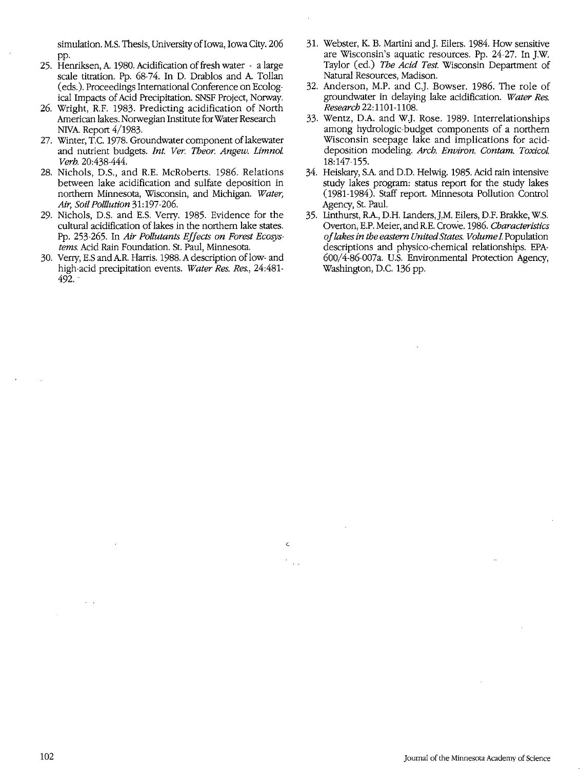simulation. M.S. Thesis, University of Iowa, Iowa City. 206 pp.

25. Henriksen, A. 1980. Acidification of fresh water - a large scale titration. Pp. 68-74. In D. Drablos and A. Tollan (eds.). Proceedings International Conference on Ecological Impacts of Acid Precipitation. SNSF Project, Norway.
26. Wright, R.F. 1983. Predicting acidification of North American lakes. Norwegian Institute for Water Research NIVA. Report 4/1983.
27. Winter, T.C. 1978. Groundwater component of lakewater and nutrient budgets. *Int. Ver. Theor. Angew. Limnol. Verh.* 20:438-444.
28. Nichols, D.S., and R.E. McRoberts. 1986. Relations between lake acidification and sulfate deposition in northern Minnesota, Wisconsin, and Michigan. *Water, Air, Soil Polllution* 31:197-206.
29. Nichols, D.S. and E.S. Verry. 1985. Evidence for the cultural acidification of lakes in the northern lake states. Pp. 253-265. In *Air Pollutants Effects on Forest Ecosystems.* Acid Rain Foundation. St. Paul, Minnesota.
30. Verry, E.S and A.R. Harris. 1988. A description of low- and high-acid precipitation events. *Water Res. Res.*, 24:481-492.
31. Webster, K. B. Martini and J. Eilers. 1984. How sensitive are Wisconsin's aquatic resources. Pp. 24-27. In J.W. Taylor (ed.) *The Acid Test.* Wisconsin Department of Natural Resources, Madison.
32. Anderson, M.P. and C.J. Bowser. 1986. The role of groundwater in delaying lake acidification. *Water Res. Research* 22:1101-1108.
33. Wentz, D.A. and W.J. Rose. 1989. Interrelationships among hydrologic-budget components of a northern Wisconsin seepage lake and implications for acid-deposition modeling. *Arch. Environ. Contam. Toxicol.* 18:147-155.
34. Heiskary, S.A. and D.D. Helwig. 1985. Acid rain intensive study lakes program: status report for the study lakes (1981-1984). Staff report. Minnesota Pollution Control Agency, St. Paul.
35. Linthurst, R.A., D.H. Landers, J.M. Eilers, D.F. Brakke, W.S. Overton, E.P. Meier, and R.E. Crowe. 1986. *Characteristics of lakes in the eastern United States. Volume I.* Population descriptions and physico-chemical relationships. EPA-600/4-86-007a. U.S. Environmental Protection Agency, Washington, D.C. 136 pp.